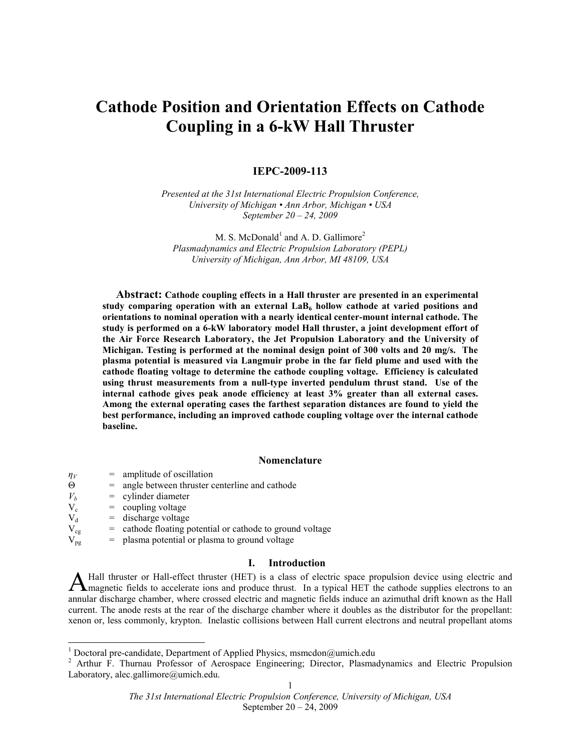# Cathode Position and Orientation Effects on Cathode Coupling in a 6-kW Hall Thruster

**IEPC-2009-113**

*Presented at the 31st International Electric Propulsion Conference,*
*University of Michigan • Ann Arbor, Michigan • USA*
*September 20 – 24, 2009*

M. S. McDonald[1] and A. D. Gallimore[2]
*Plasmadynamics and Electric Propulsion Laboratory (PEPL)*
*University of Michigan, Ann Arbor, MI 48109, USA*

**Abstract: Cathode coupling effects in a Hall thruster are presented in an experimental study comparing operation with an external $LaB_6$ hollow cathode at varied positions and orientations to nominal operation with a nearly identical center-mount internal cathode. The study is performed on a 6-kW laboratory model Hall thruster, a joint development effort of the Air Force Research Laboratory, the Jet Propulsion Laboratory and the University of Michigan. Testing is performed at the nominal design point of 300 volts and 20 mg/s. The plasma potential is measured via Langmuir probe in the far field plume and used with the cathode floating voltage to determine the cathode coupling voltage. Efficiency is calculated using thrust measurements from a null-type inverted pendulum thrust stand. Use of the internal cathode gives peak anode efficiency at least 3% greater than all external cases. Among the external operating cases the farthest separation distances are found to yield the best performance, including an improved cathode coupling voltage over the internal cathode baseline.**

## Nomenclature

| | | |
|---|---|---|
| $\eta_V$ | = | amplitude of oscillation |
| $\Theta$ | = | angle between thruster centerline and cathode |
| $V_b$ | = | cylinder diameter |
| $V_c$ | = | coupling voltage |
| $V_d$ | = | discharge voltage |
| $V_{cg}$ | = | cathode floating potential or cathode to ground voltage |
| $V_{pg}$ | = | plasma potential or plasma to ground voltage |

## I. Introduction

A Hall thruster or Hall-effect thruster (HET) is a class of electric space propulsion device using electric and magnetic fields to accelerate ions and produce thrust. In a typical HET the cathode supplies electrons to an annular discharge chamber, where crossed electric and magnetic fields induce an azimuthal drift known as the Hall current. The anode rests at the rear of the discharge chamber where it doubles as the distributor for the propellant: xenon or, less commonly, krypton. Inelastic collisions between Hall current electrons and neutral propellant atoms

---

[1] Doctoral pre-candidate, Department of Applied Physics, msmcdon@umich.edu

[2] Arthur F. Thurnau Professor of Aerospace Engineering; Director, Plasmadynamics and Electric Propulsion Laboratory, alec.gallimore@umich.edu.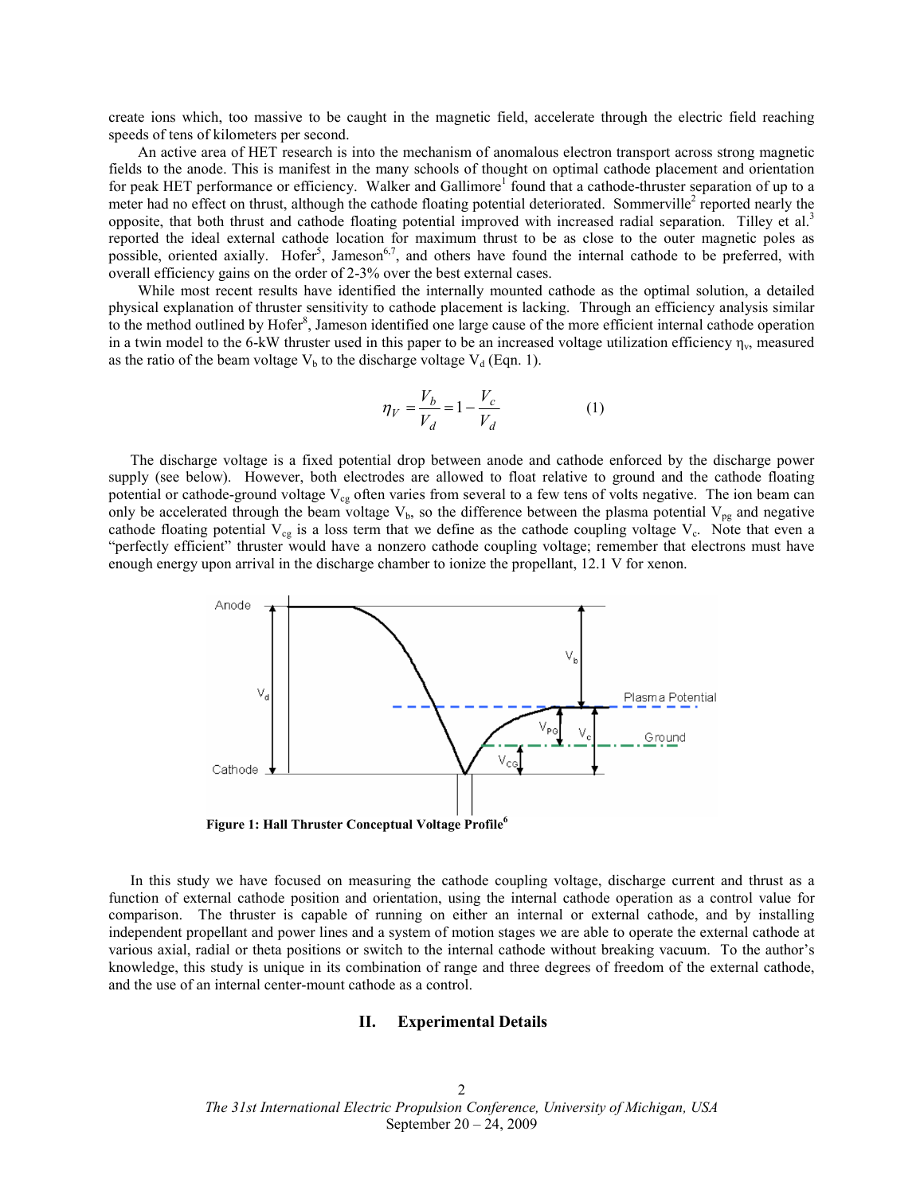create ions which, too massive to be caught in the magnetic field, accelerate through the electric field reaching speeds of tens of kilometers per second.

An active area of HET research is into the mechanism of anomalous electron transport across strong magnetic fields to the anode. This is manifest in the many schools of thought on optimal cathode placement and orientation for peak HET performance or efficiency. Walker and Gallimore[1] found that a cathode-thruster separation of up to a meter had no effect on thrust, although the cathode floating potential deteriorated. Sommerville[2] reported nearly the opposite, that both thrust and cathode floating potential improved with increased radial separation. Tilley et al.[3] reported the ideal external cathode location for maximum thrust to be as close to the outer magnetic poles as possible, oriented axially. Hofer[5], Jameson[6,7], and others have found the internal cathode to be preferred, with overall efficiency gains on the order of 2-3% over the best external cases.

While most recent results have identified the internally mounted cathode as the optimal solution, a detailed physical explanation of thruster sensitivity to cathode placement is lacking. Through an efficiency analysis similar to the method outlined by Hofer[8], Jameson identified one large cause of the more efficient internal cathode operation in a twin model to the 6-kW thruster used in this paper to be an increased voltage utilization efficiency $\eta_v$, measured as the ratio of the beam voltage $V_b$ to the discharge voltage $V_d$ (Eqn. 1).

$$\eta_V = \frac{V_b}{V_d} = 1 - \frac{V_c}{V_d} \qquad (1)$$

The discharge voltage is a fixed potential drop between anode and cathode enforced by the discharge power supply (see below). However, both electrodes are allowed to float relative to ground and the cathode floating potential or cathode-ground voltage $V_{cg}$ often varies from several to a few tens of volts negative. The ion beam can only be accelerated through the beam voltage $V_b$, so the difference between the plasma potential $V_{pg}$ and negative cathode floating potential $V_{cg}$ is a loss term that we define as the cathode coupling voltage $V_c$. Note that even a "perfectly efficient" thruster would have a nonzero cathode coupling voltage; remember that electrons must have enough energy upon arrival in the discharge chamber to ionize the propellant, 12.1 V for xenon.

**Figure 1: Hall Thruster Conceptual Voltage Profile[6]**

In this study we have focused on measuring the cathode coupling voltage, discharge current and thrust as a function of external cathode position and orientation, using the internal cathode operation as a control value for comparison. The thruster is capable of running on either an internal or external cathode, and by installing independent propellant and power lines and a system of motion stages we are able to operate the external cathode at various axial, radial or theta positions or switch to the internal cathode without breaking vacuum. To the author's knowledge, this study is unique in its combination of range and three degrees of freedom of the external cathode, and the use of an internal center-mount cathode as a control.

## II. Experimental Details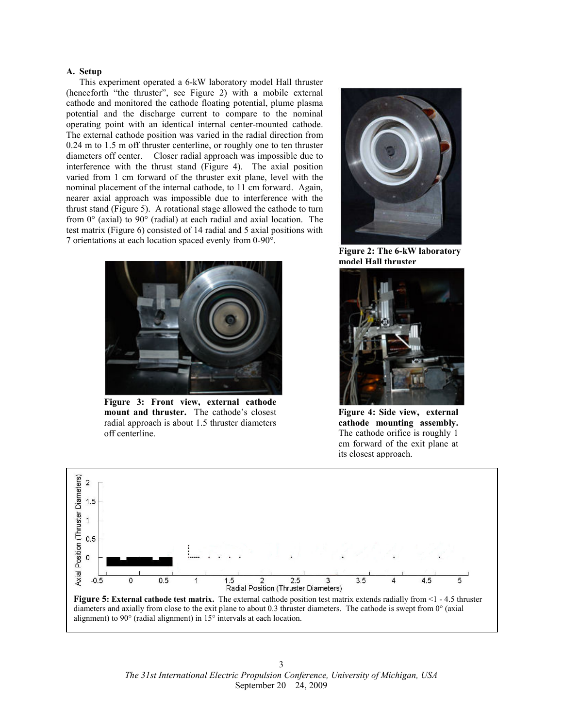### A. Setup

This experiment operated a 6-kW laboratory model Hall thruster (henceforth "the thruster", see Figure 2) with a mobile external cathode and monitored the cathode floating potential, plume plasma potential and the discharge current to compare to the nominal operating point with an identical internal center-mounted cathode. The external cathode position was varied in the radial direction from 0.24 m to 1.5 m off thruster centerline, or roughly one to ten thruster diameters off center. Closer radial approach was impossible due to interference with the thrust stand (Figure 4). The axial position varied from 1 cm forward of the thruster exit plane, level with the nominal placement of the internal cathode, to 11 cm forward. Again, nearer axial approach was impossible due to interference with the thrust stand (Figure 5). A rotational stage allowed the cathode to turn from 0° (axial) to 90° (radial) at each radial and axial location. The test matrix (Figure 6) consisted of 14 radial and 5 axial positions with 7 orientations at each location spaced evenly from 0-90°.

**Figure 2: The 6-kW laboratory model Hall thruster**

**Figure 3: Front view, external cathode mount and thruster.** The cathode's closest radial approach is about 1.5 thruster diameters off centerline.

**Figure 4: Side view, external cathode mounting assembly.** The cathode orifice is roughly 1 cm forward of the exit plane at its closest approach.

**Figure 5: External cathode test matrix.** The external cathode position test matrix extends radially from <1 - 4.5 thruster diameters and axially from close to the exit plane to about 0.3 thruster diameters. The cathode is swept from 0° (axial alignment) to 90° (radial alignment) in 15° intervals at each location.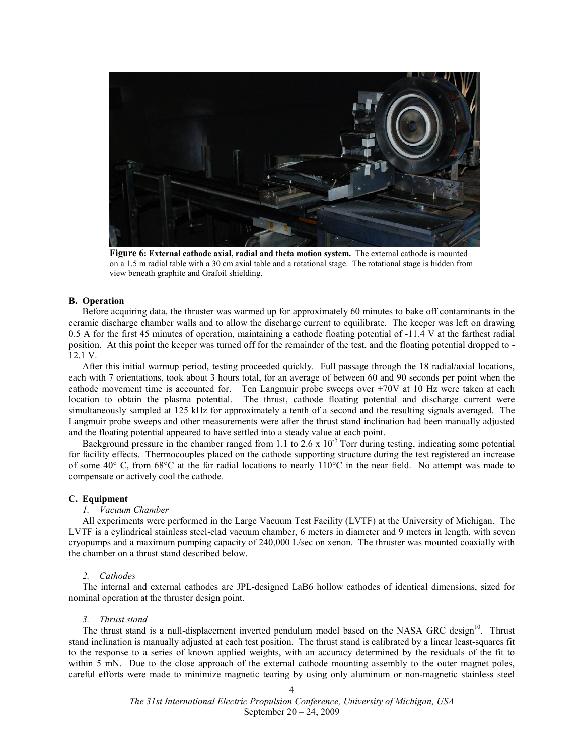**Figure 6: External cathode axial, radial and theta motion system.** The external cathode is mounted on a 1.5 m radial table with a 30 cm axial table and a rotational stage. The rotational stage is hidden from view beneath graphite and Grafoil shielding.

### B. Operation

Before acquiring data, the thruster was warmed up for approximately 60 minutes to bake off contaminants in the ceramic discharge chamber walls and to allow the discharge current to equilibrate. The keeper was left on drawing 0.5 A for the first 45 minutes of operation, maintaining a cathode floating potential of -11.4 V at the farthest radial position. At this point the keeper was turned off for the remainder of the test, and the floating potential dropped to -12.1 V.

After this initial warmup period, testing proceeded quickly. Full passage through the 18 radial/axial locations, each with 7 orientations, took about 3 hours total, for an average of between 60 and 90 seconds per point when the cathode movement time is accounted for. Ten Langmuir probe sweeps over ±70V at 10 Hz were taken at each location to obtain the plasma potential. The thrust, cathode floating potential and discharge current were simultaneously sampled at 125 kHz for approximately a tenth of a second and the resulting signals averaged. The Langmuir probe sweeps and other measurements were after the thrust stand inclination had been manually adjusted and the floating potential appeared to have settled into a steady value at each point.

Background pressure in the chamber ranged from 1.1 to 2.6 x $10^{-5}$ Torr during testing, indicating some potential for facility effects. Thermocouples placed on the cathode supporting structure during the test registered an increase of some 40° C, from 68°C at the far radial locations to nearly 110°C in the near field. No attempt was made to compensate or actively cool the cathode.

### C. Equipment

#### *1. Vacuum Chamber*

All experiments were performed in the Large Vacuum Test Facility (LVTF) at the University of Michigan. The LVTF is a cylindrical stainless steel-clad vacuum chamber, 6 meters in diameter and 9 meters in length, with seven cryopumps and a maximum pumping capacity of 240,000 L/sec on xenon. The thruster was mounted coaxially with the chamber on a thrust stand described below.

#### *2. Cathodes*

The internal and external cathodes are JPL-designed LaB6 hollow cathodes of identical dimensions, sized for nominal operation at the thruster design point.

#### *3. Thrust stand*

The thrust stand is a null-displacement inverted pendulum model based on the NASA GRC design[10]. Thrust stand inclination is manually adjusted at each test position. The thrust stand is calibrated by a linear least-squares fit to the response to a series of known applied weights, with an accuracy determined by the residuals of the fit to within 5 mN. Due to the close approach of the external cathode mounting assembly to the outer magnet poles, careful efforts were made to minimize magnetic tearing by using only aluminum or non-magnetic stainless steel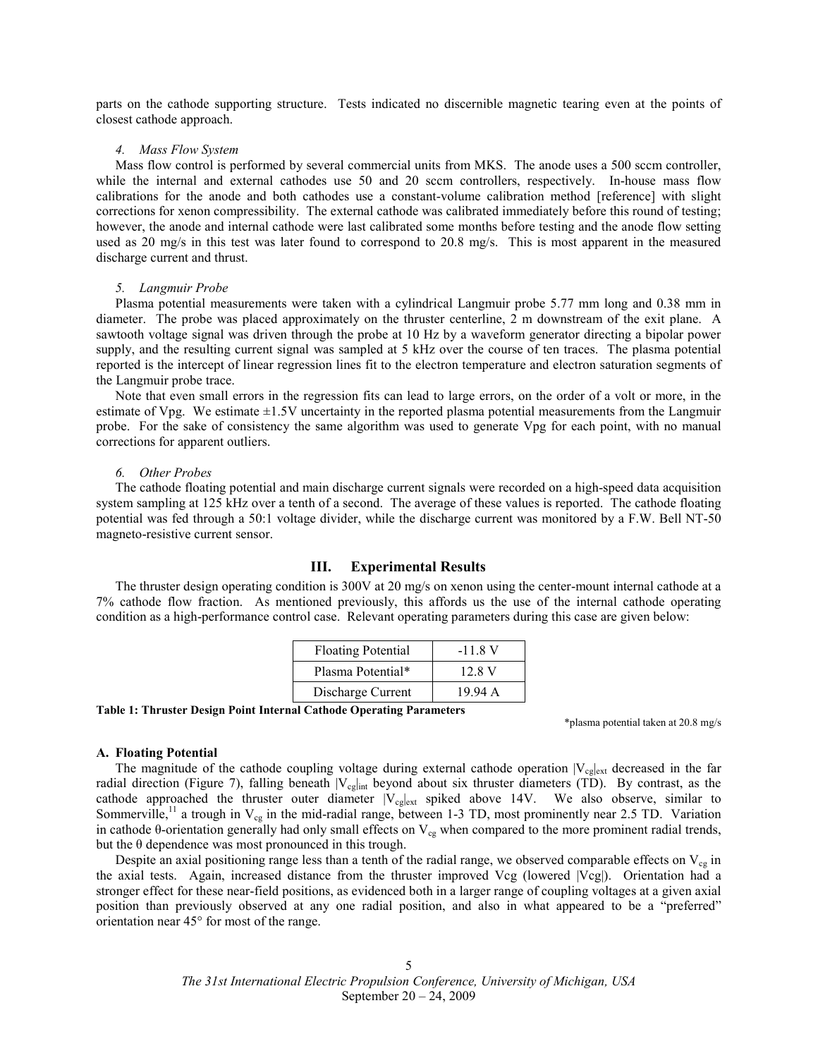parts on the cathode supporting structure. Tests indicated no discernible magnetic tearing even at the points of closest cathode approach.

#### *4. Mass Flow System*

Mass flow control is performed by several commercial units from MKS. The anode uses a 500 sccm controller, while the internal and external cathodes use 50 and 20 sccm controllers, respectively. In-house mass flow calibrations for the anode and both cathodes use a constant-volume calibration method [reference] with slight corrections for xenon compressibility. The external cathode was calibrated immediately before this round of testing; however, the anode and internal cathode were last calibrated some months before testing and the anode flow setting used as 20 mg/s in this test was later found to correspond to 20.8 mg/s. This is most apparent in the measured discharge current and thrust.

#### *5. Langmuir Probe*

Plasma potential measurements were taken with a cylindrical Langmuir probe 5.77 mm long and 0.38 mm in diameter. The probe was placed approximately on the thruster centerline, 2 m downstream of the exit plane. A sawtooth voltage signal was driven through the probe at 10 Hz by a waveform generator directing a bipolar power supply, and the resulting current signal was sampled at 5 kHz over the course of ten traces. The plasma potential reported is the intercept of linear regression lines fit to the electron temperature and electron saturation segments of the Langmuir probe trace.

Note that even small errors in the regression fits can lead to large errors, on the order of a volt or more, in the estimate of Vpg. We estimate ±1.5V uncertainty in the reported plasma potential measurements from the Langmuir probe. For the sake of consistency the same algorithm was used to generate Vpg for each point, with no manual corrections for apparent outliers.

#### *6. Other Probes*

The cathode floating potential and main discharge current signals were recorded on a high-speed data acquisition system sampling at 125 kHz over a tenth of a second. The average of these values is reported. The cathode floating potential was fed through a 50:1 voltage divider, while the discharge current was monitored by a F.W. Bell NT-50 magneto-resistive current sensor.

## III. Experimental Results

The thruster design operating condition is 300V at 20 mg/s on xenon using the center-mount internal cathode at a 7% cathode flow fraction. As mentioned previously, this affords us the use of the internal cathode operating condition as a high-performance control case. Relevant operating parameters during this case are given below:

| Parameter | Value |
|---|---|
| Floating Potential | -11.8 V |
| Plasma Potential* | 12.8 V |
| Discharge Current | 19.94 A |

**Table 1: Thruster Design Point Internal Cathode Operating Parameters**

*plasma potential taken at 20.8 mg/s

### A. Floating Potential

The magnitude of the cathode coupling voltage during external cathode operation $|V_{cg}|_{ext}$ decreased in the far radial direction (Figure 7), falling beneath $|V_{cg}|_{int}$ beyond about six thruster diameters (TD). By contrast, as the cathode approached the thruster outer diameter $|V_{cg}|_{ext}$ spiked above 14V. We also observe, similar to Sommerville,[11] a trough in $V_{cg}$ in the mid-radial range, between 1-3 TD, most prominently near 2.5 TD. Variation in cathode θ-orientation generally had only small effects on $V_{cg}$ when compared to the more prominent radial trends, but the θ dependence was most pronounced in this trough.

Despite an axial positioning range less than a tenth of the radial range, we observed comparable effects on $V_{cg}$ in the axial tests. Again, increased distance from the thruster improved Vcg (lowered |Vcg|). Orientation had a stronger effect for these near-field positions, as evidenced both in a larger range of coupling voltages at a given axial position than previously observed at any one radial position, and also in what appeared to be a "preferred" orientation near 45° for most of the range.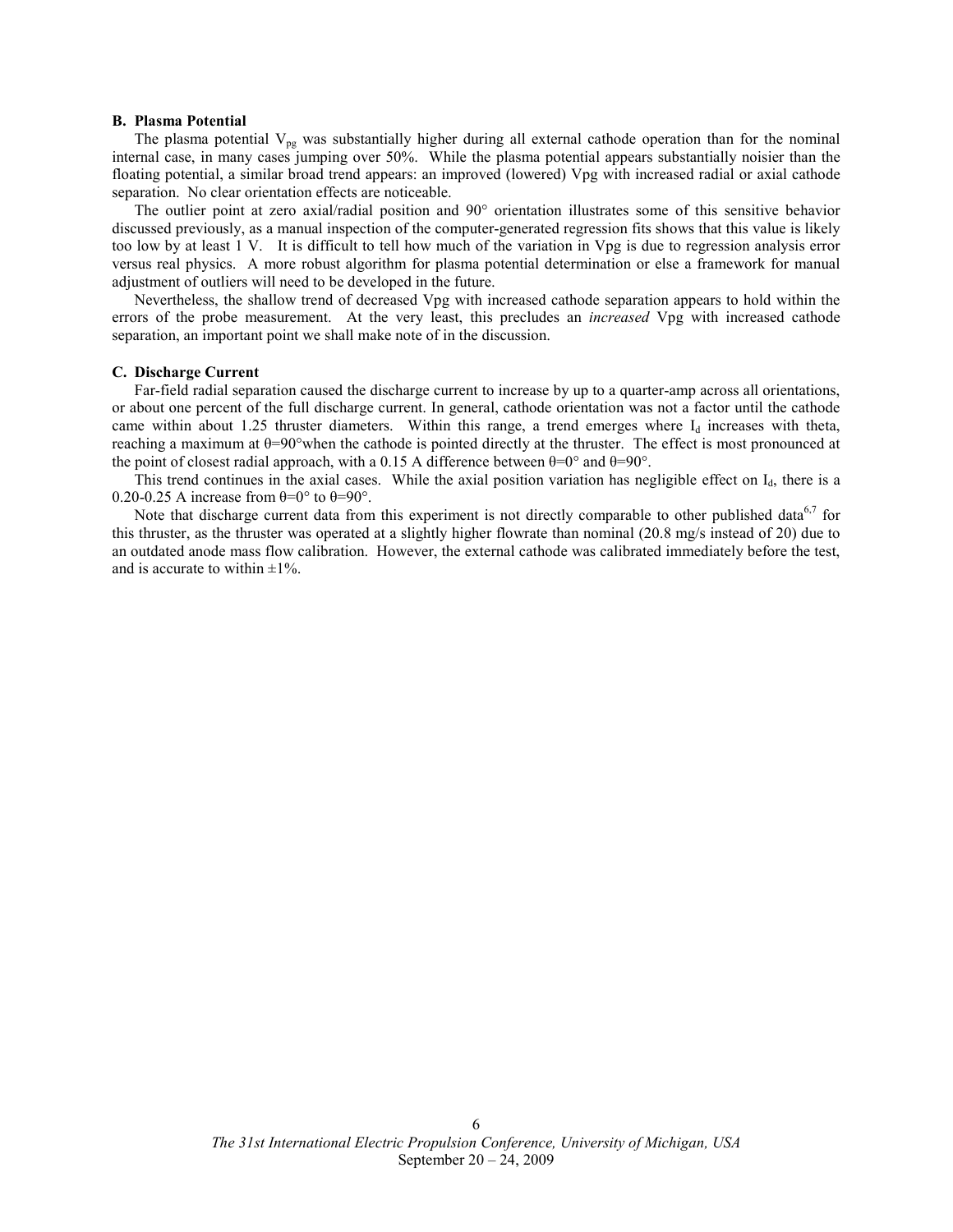### B. Plasma Potential

The plasma potential $V_{pg}$ was substantially higher during all external cathode operation than for the nominal internal case, in many cases jumping over 50%. While the plasma potential appears substantially noisier than the floating potential, a similar broad trend appears: an improved (lowered) Vpg with increased radial or axial cathode separation. No clear orientation effects are noticeable.

The outlier point at zero axial/radial position and 90° orientation illustrates some of this sensitive behavior discussed previously, as a manual inspection of the computer-generated regression fits shows that this value is likely too low by at least 1 V. It is difficult to tell how much of the variation in Vpg is due to regression analysis error versus real physics. A more robust algorithm for plasma potential determination or else a framework for manual adjustment of outliers will need to be developed in the future.

Nevertheless, the shallow trend of decreased Vpg with increased cathode separation appears to hold within the errors of the probe measurement. At the very least, this precludes an *increased* Vpg with increased cathode separation, an important point we shall make note of in the discussion.

### C. Discharge Current

Far-field radial separation caused the discharge current to increase by up to a quarter-amp across all orientations, or about one percent of the full discharge current. In general, cathode orientation was not a factor until the cathode came within about 1.25 thruster diameters. Within this range, a trend emerges where $I_d$ increases with theta, reaching a maximum at $\theta$=90°when the cathode is pointed directly at the thruster. The effect is most pronounced at the point of closest radial approach, with a 0.15 A difference between $\theta$=0° and $\theta$=90°.

This trend continues in the axial cases. While the axial position variation has negligible effect on $I_d$, there is a 0.20-0.25 A increase from $\theta$=0° to $\theta$=90°.

Note that discharge current data from this experiment is not directly comparable to other published data[6,7] for this thruster, as the thruster was operated at a slightly higher flowrate than nominal (20.8 mg/s instead of 20) due to an outdated anode mass flow calibration. However, the external cathode was calibrated immediately before the test, and is accurate to within ±1%.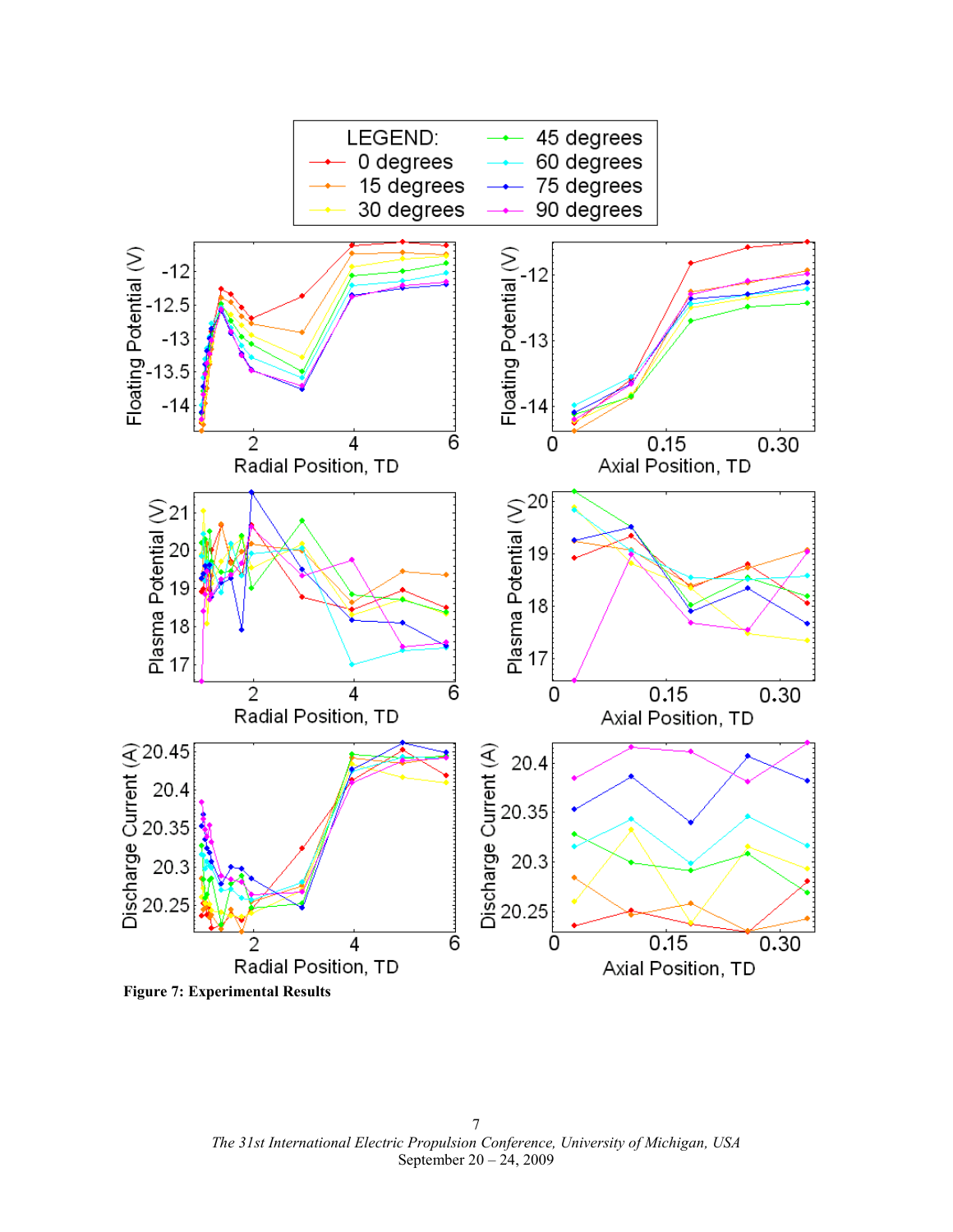**Figure 7: Experimental Results**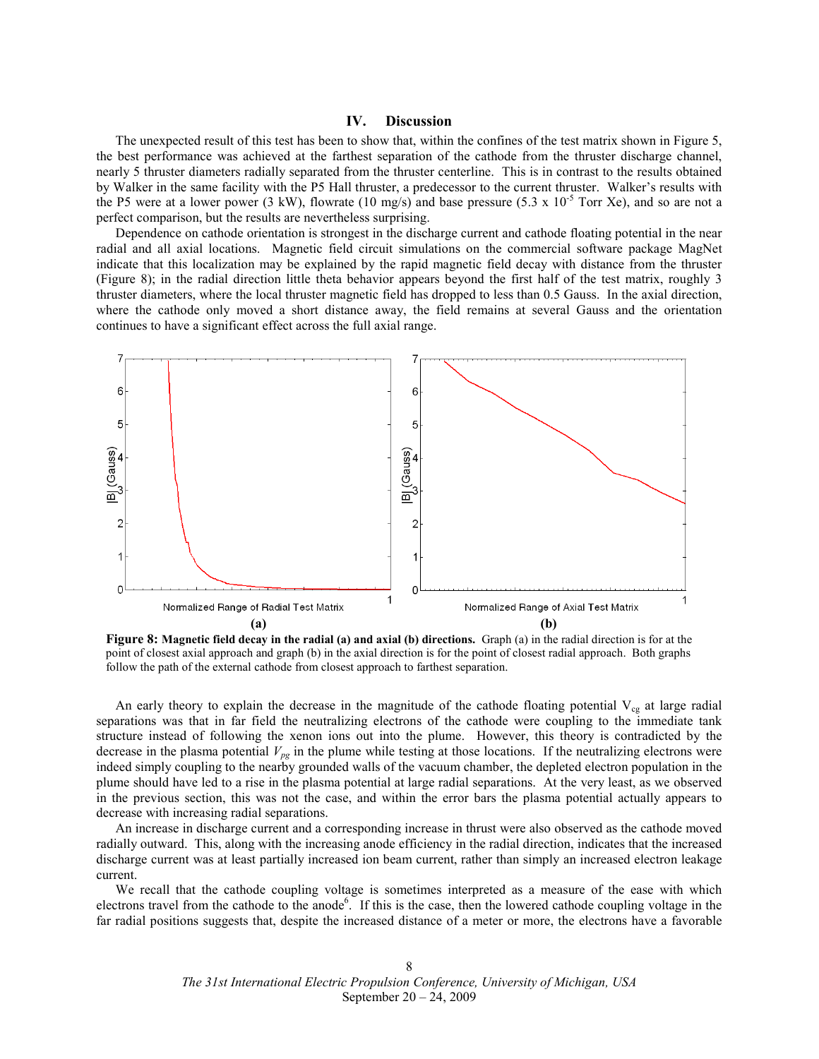## IV. Discussion

The unexpected result of this test has been to show that, within the confines of the test matrix shown in Figure 5, the best performance was achieved at the farthest separation of the cathode from the thruster discharge channel, nearly 5 thruster diameters radially separated from the thruster centerline. This is in contrast to the results obtained by Walker in the same facility with the P5 Hall thruster, a predecessor to the current thruster. Walker's results with the P5 were at a lower power (3 kW), flowrate (10 mg/s) and base pressure (5.3 x $10^{-5}$ Torr Xe), and so are not a perfect comparison, but the results are nevertheless surprising.

Dependence on cathode orientation is strongest in the discharge current and cathode floating potential in the near radial and all axial locations. Magnetic field circuit simulations on the commercial software package MagNet indicate that this localization may be explained by the rapid magnetic field decay with distance from the thruster (Figure 8); in the radial direction little theta behavior appears beyond the first half of the test matrix, roughly 3 thruster diameters, where the local thruster magnetic field has dropped to less than 0.5 Gauss. In the axial direction, where the cathode only moved a short distance away, the field remains at several Gauss and the orientation continues to have a significant effect across the full axial range.

**Figure 8: Magnetic field decay in the radial (a) and axial (b) directions.** Graph (a) in the radial direction is for at the point of closest axial approach and graph (b) in the axial direction is for the point of closest radial approach. Both graphs follow the path of the external cathode from closest approach to farthest separation.

An early theory to explain the decrease in the magnitude of the cathode floating potential $V_{cg}$ at large radial separations was that in far field the neutralizing electrons of the cathode were coupling to the immediate tank structure instead of following the xenon ions out into the plume. However, this theory is contradicted by the decrease in the plasma potential $V_{pg}$ in the plume while testing at those locations. If the neutralizing electrons were indeed simply coupling to the nearby grounded walls of the vacuum chamber, the depleted electron population in the plume should have led to a rise in the plasma potential at large radial separations. At the very least, as we observed in the previous section, this was not the case, and within the error bars the plasma potential actually appears to decrease with increasing radial separations.

An increase in discharge current and a corresponding increase in thrust were also observed as the cathode moved radially outward. This, along with the increasing anode efficiency in the radial direction, indicates that the increased discharge current was at least partially increased ion beam current, rather than simply an increased electron leakage current.

We recall that the cathode coupling voltage is sometimes interpreted as a measure of the ease with which electrons travel from the cathode to the anode[6]. If this is the case, then the lowered cathode coupling voltage in the far radial positions suggests that, despite the increased distance of a meter or more, the electrons have a favorable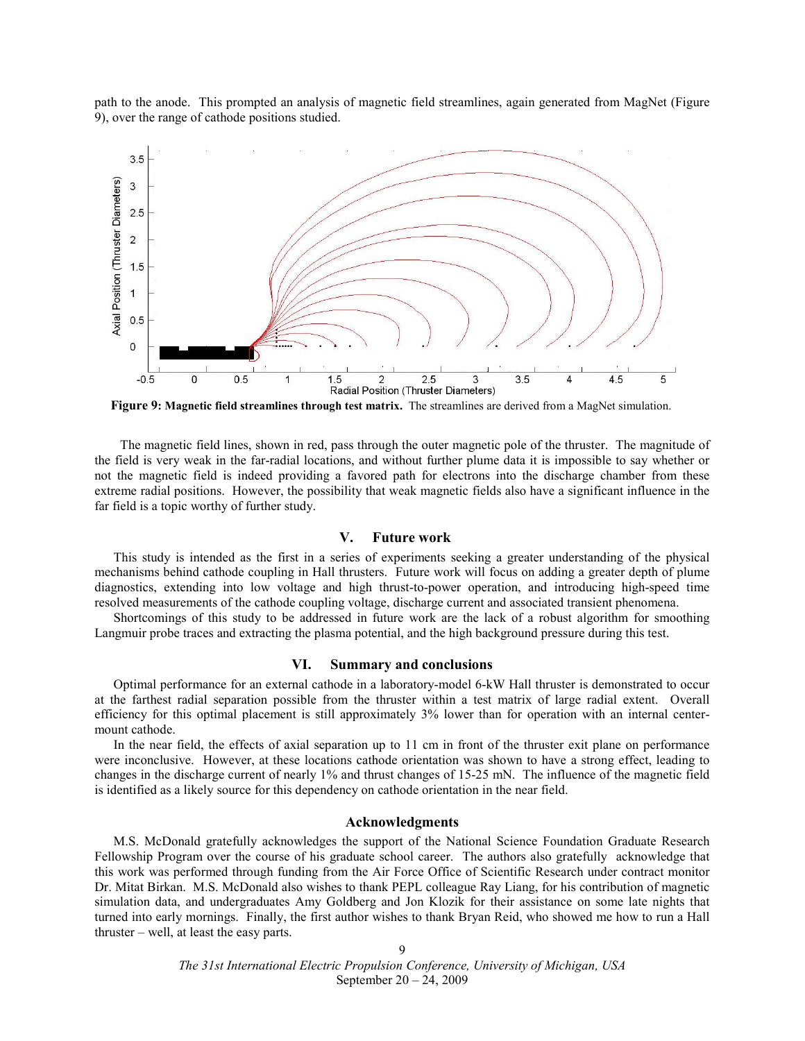path to the anode. This prompted an analysis of magnetic field streamlines, again generated from MagNet (Figure 9), over the range of cathode positions studied.

**Figure 9: Magnetic field streamlines through test matrix.** The streamlines are derived from a MagNet simulation.

The magnetic field lines, shown in red, pass through the outer magnetic pole of the thruster. The magnitude of the field is very weak in the far-radial locations, and without further plume data it is impossible to say whether or not the magnetic field is indeed providing a favored path for electrons into the discharge chamber from these extreme radial positions. However, the possibility that weak magnetic fields also have a significant influence in the far field is a topic worthy of further study.

## V. Future work

This study is intended as the first in a series of experiments seeking a greater understanding of the physical mechanisms behind cathode coupling in Hall thrusters. Future work will focus on adding a greater depth of plume diagnostics, extending into low voltage and high thrust-to-power operation, and introducing high-speed time resolved measurements of the cathode coupling voltage, discharge current and associated transient phenomena.

Shortcomings of this study to be addressed in future work are the lack of a robust algorithm for smoothing Langmuir probe traces and extracting the plasma potential, and the high background pressure during this test.

## VI. Summary and conclusions

Optimal performance for an external cathode in a laboratory-model 6-kW Hall thruster is demonstrated to occur at the farthest radial separation possible from the thruster within a test matrix of large radial extent. Overall efficiency for this optimal placement is still approximately 3% lower than for operation with an internal center-mount cathode.

In the near field, the effects of axial separation up to 11 cm in front of the thruster exit plane on performance were inconclusive. However, at these locations cathode orientation was shown to have a strong effect, leading to changes in the discharge current of nearly 1% and thrust changes of 15-25 mN. The influence of the magnetic field is identified as a likely source for this dependency on cathode orientation in the near field.

### Acknowledgments

M.S. McDonald gratefully acknowledges the support of the National Science Foundation Graduate Research Fellowship Program over the course of his graduate school career. The authors also gratefully acknowledge that this work was performed through funding from the Air Force Office of Scientific Research under contract monitor Dr. Mitat Birkan. M.S. McDonald also wishes to thank PEPL colleague Ray Liang, for his contribution of magnetic simulation data, and undergraduates Amy Goldberg and Jon Klozik for their assistance on some late nights that turned into early mornings. Finally, the first author wishes to thank Bryan Reid, who showed me how to run a Hall thruster – well, at least the easy parts.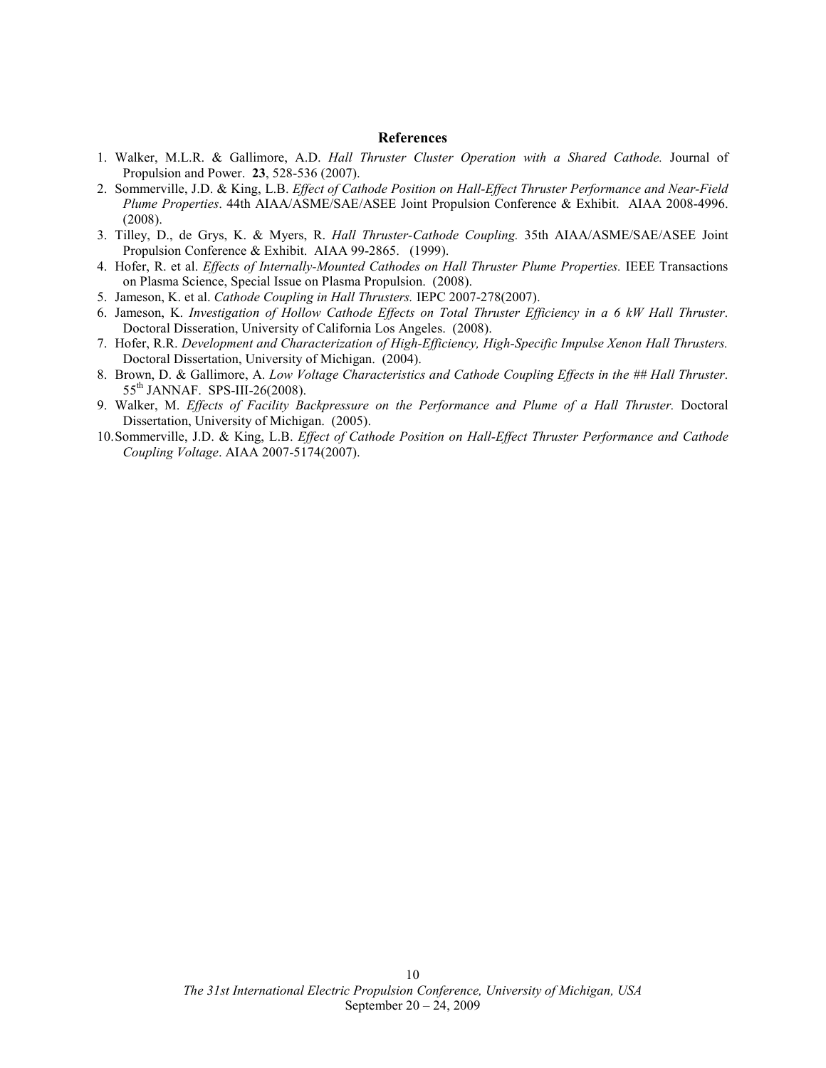## References

1. Walker, M.L.R. & Gallimore, A.D. *Hall Thruster Cluster Operation with a Shared Cathode.* Journal of Propulsion and Power. **23**, 528-536 (2007).
2. Sommerville, J.D. & King, L.B. *Effect of Cathode Position on Hall-Effect Thruster Performance and Near-Field Plume Properties*. 44th AIAA/ASME/SAE/ASEE Joint Propulsion Conference & Exhibit. AIAA 2008-4996. (2008).
3. Tilley, D., de Grys, K. & Myers, R. *Hall Thruster-Cathode Coupling.* 35th AIAA/ASME/SAE/ASEE Joint Propulsion Conference & Exhibit. AIAA 99-2865. (1999).
4. Hofer, R. et al. *Effects of Internally-Mounted Cathodes on Hall Thruster Plume Properties.* IEEE Transactions on Plasma Science, Special Issue on Plasma Propulsion. (2008).
5. Jameson, K. et al. *Cathode Coupling in Hall Thrusters.* IEPC 2007-278(2007).
6. Jameson, K. *Investigation of Hollow Cathode Effects on Total Thruster Efficiency in a 6 kW Hall Thruster*. Doctoral Disseration, University of California Los Angeles. (2008).
7. Hofer, R.R. *Development and Characterization of High-Efficiency, High-Specific Impulse Xenon Hall Thrusters.* Doctoral Dissertation, University of Michigan. (2004).
8. Brown, D. & Gallimore, A. *Low Voltage Characteristics and Cathode Coupling Effects in the ## Hall Thruster*. 55th JANNAF. SPS-III-26(2008).
9. Walker, M. *Effects of Facility Backpressure on the Performance and Plume of a Hall Thruster.* Doctoral Dissertation, University of Michigan. (2005).
10. Sommerville, J.D. & King, L.B. *Effect of Cathode Position on Hall-Effect Thruster Performance and Cathode Coupling Voltage*. AIAA 2007-5174(2007).